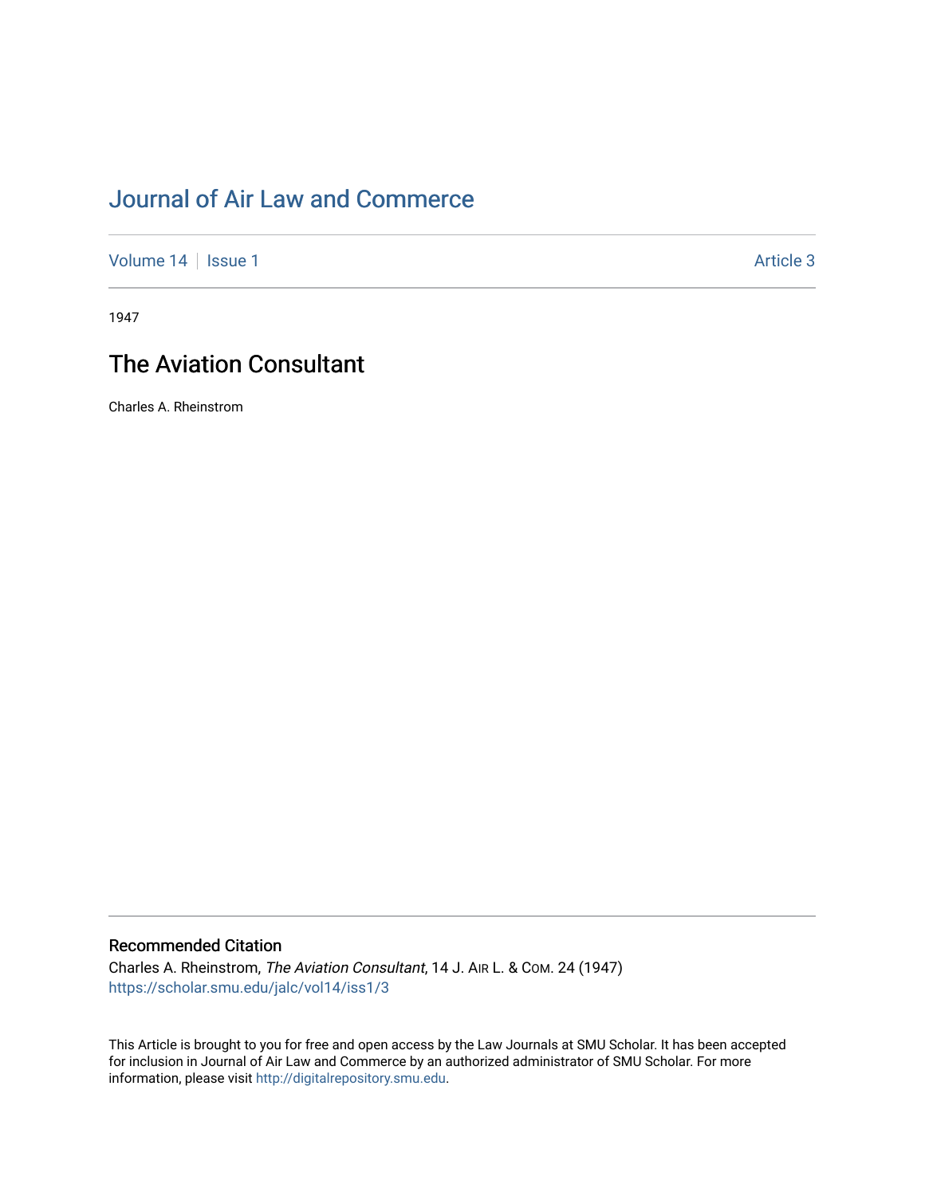# Journal of Air Law and Commerce

Volume 14 | Issue 1 | Article 3

1947

## The Aviation Consultant

Charles A. Rheinstrom

### Recommended Citation

Charles A. Rheinstrom, *The Aviation Consultant*, 14 J. AIR L. & COM. 24 (1947)
https://scholar.smu.edu/jalc/vol14/iss1/3

This Article is brought to you for free and open access by the Law Journals at SMU Scholar. It has been accepted for inclusion in Journal of Air Law and Commerce by an authorized administrator of SMU Scholar. For more information, please visit http://digitalrepository.smu.edu.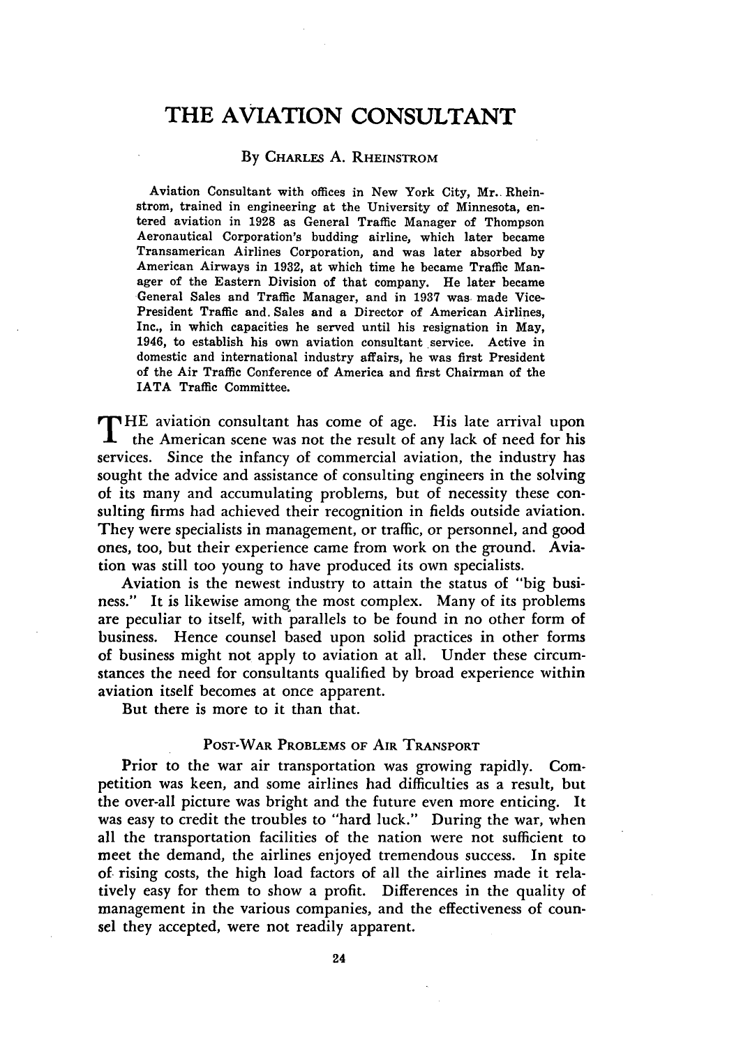# THE AVIATION CONSULTANT

By Charles A. Rheinstrom

Aviation Consultant with offices in New York City, Mr. Rheinstrom, trained in engineering at the University of Minnesota, entered aviation in 1928 as General Traffic Manager of Thompson Aeronautical Corporation's budding airline, which later became Transamerican Airlines Corporation, and was later absorbed by American Airways in 1932, at which time he became Traffic Manager of the Eastern Division of that company. He later became General Sales and Traffic Manager, and in 1937 was made Vice-President Traffic and Sales and a Director of American Airlines, Inc., in which capacities he served until his resignation in May, 1946, to establish his own aviation consultant service. Active in domestic and international industry affairs, he was first President of the Air Traffic Conference of America and first Chairman of the IATA Traffic Committee.

THE aviation consultant has come of age. His late arrival upon the American scene was not the result of any lack of need for his services. Since the infancy of commercial aviation, the industry has sought the advice and assistance of consulting engineers in the solving of its many and accumulating problems, but of necessity these consulting firms had achieved their recognition in fields outside aviation. They were specialists in management, or traffic, or personnel, and good ones, too, but their experience came from work on the ground. Aviation was still too young to have produced its own specialists.

Aviation is the newest industry to attain the status of "big business." It is likewise among the most complex. Many of its problems are peculiar to itself, with parallels to be found in no other form of business. Hence counsel based upon solid practices in other forms of business might not apply to aviation at all. Under these circumstances the need for consultants qualified by broad experience within aviation itself becomes at once apparent.

But there is more to it than that.

## Post-War Problems of Air Transport

Prior to the war air transportation was growing rapidly. Competition was keen, and some airlines had difficulties as a result, but the over-all picture was bright and the future even more enticing. It was easy to credit the troubles to "hard luck." During the war, when all the transportation facilities of the nation were not sufficient to meet the demand, the airlines enjoyed tremendous success. In spite of rising costs, the high load factors of all the airlines made it relatively easy for them to show a profit. Differences in the quality of management in the various companies, and the effectiveness of counsel they accepted, were not readily apparent.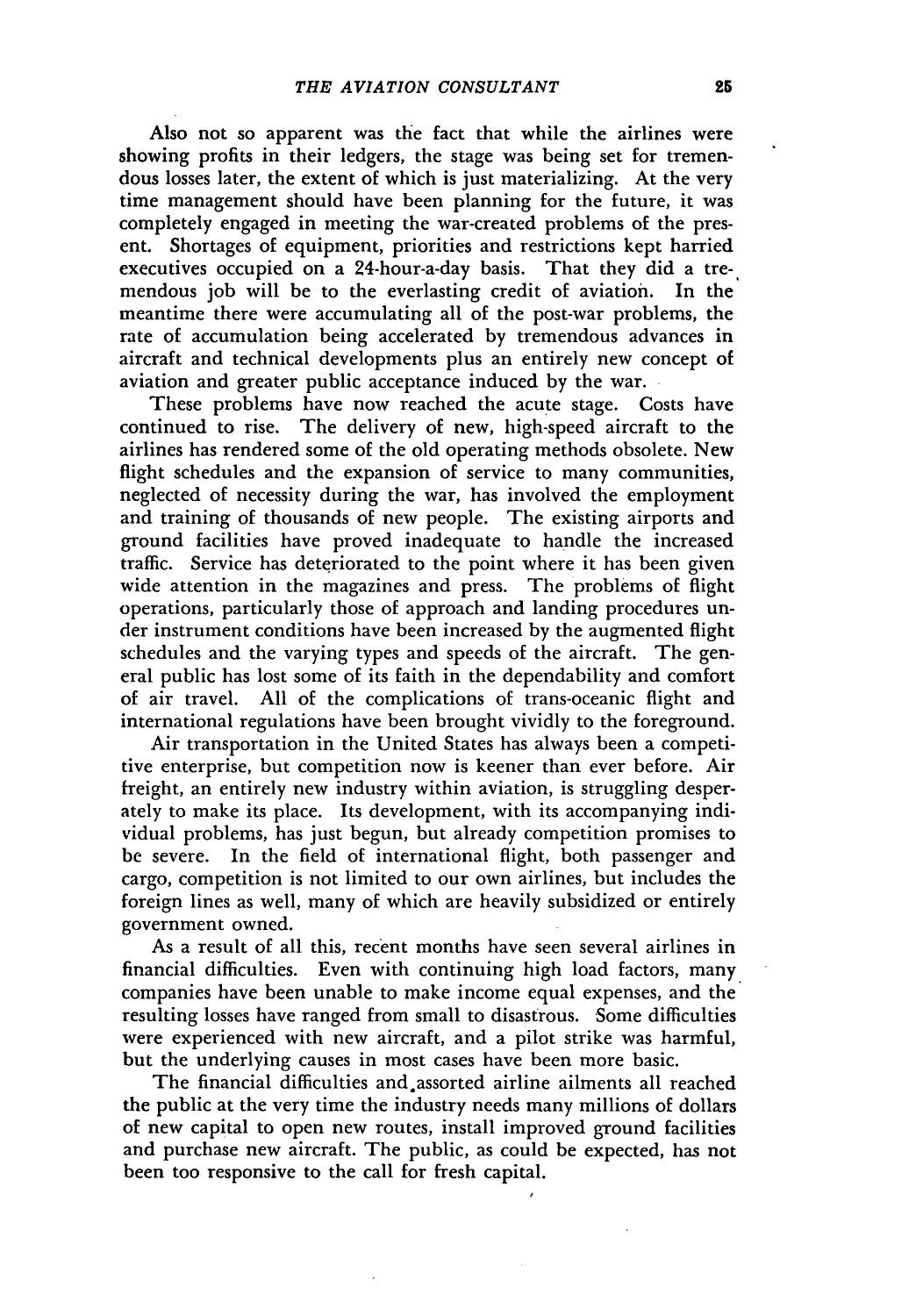Also not so apparent was the fact that while the airlines were showing profits in their ledgers, the stage was being set for tremendous losses later, the extent of which is just materializing. At the very time management should have been planning for the future, it was completely engaged in meeting the war-created problems of the present. Shortages of equipment, priorities and restrictions kept harried executives occupied on a 24-hour-a-day basis. That they did a tremendous job will be to the everlasting credit of aviation. In the meantime there were accumulating all of the post-war problems, the rate of accumulation being accelerated by tremendous advances in aircraft and technical developments plus an entirely new concept of aviation and greater public acceptance induced by the war.

These problems have now reached the acute stage. Costs have continued to rise. The delivery of new, high-speed aircraft to the airlines has rendered some of the old operating methods obsolete. New flight schedules and the expansion of service to many communities, neglected of necessity during the war, has involved the employment and training of thousands of new people. The existing airports and ground facilities have proved inadequate to handle the increased traffic. Service has deteriorated to the point where it has been given wide attention in the magazines and press. The problems of flight operations, particularly those of approach and landing procedures under instrument conditions have been increased by the augmented flight schedules and the varying types and speeds of the aircraft. The general public has lost some of its faith in the dependability and comfort of air travel. All of the complications of trans-oceanic flight and international regulations have been brought vividly to the foreground.

Air transportation in the United States has always been a competitive enterprise, but competition now is keener than ever before. Air freight, an entirely new industry within aviation, is struggling desperately to make its place. Its development, with its accompanying individual problems, has just begun, but already competition promises to be severe. In the field of international flight, both passenger and cargo, competition is not limited to our own airlines, but includes the foreign lines as well, many of which are heavily subsidized or entirely government owned.

As a result of all this, recent months have seen several airlines in financial difficulties. Even with continuing high load factors, many companies have been unable to make income equal expenses, and the resulting losses have ranged from small to disastrous. Some difficulties were experienced with new aircraft, and a pilot strike was harmful, but the underlying causes in most cases have been more basic.

The financial difficulties and assorted airline ailments all reached the public at the very time the industry needs many millions of dollars of new capital to open new routes, install improved ground facilities and purchase new aircraft. The public, as could be expected, has not been too responsive to the call for fresh capital.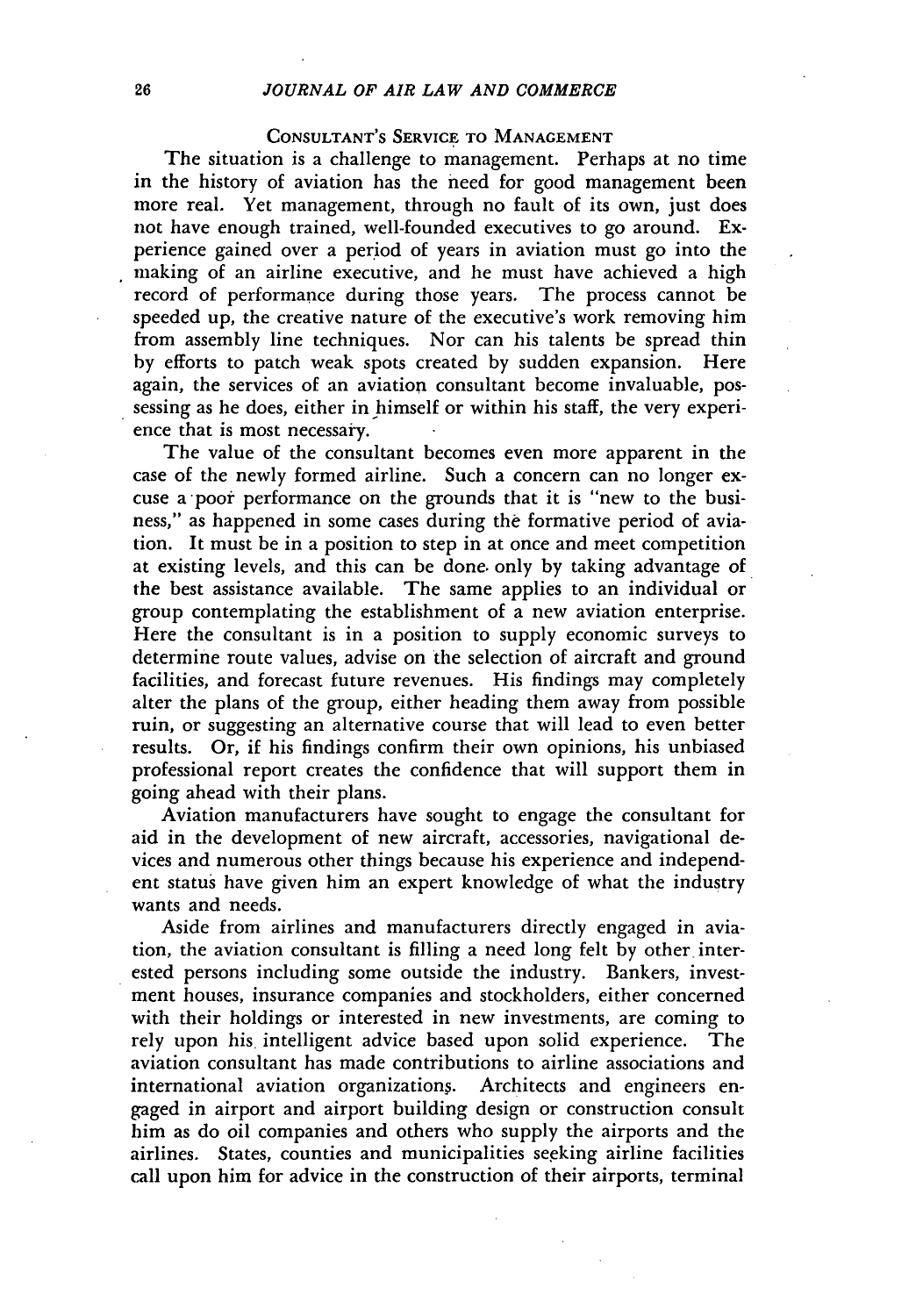## Consultant's Service to Management

The situation is a challenge to management. Perhaps at no time in the history of aviation has the need for good management been more real. Yet management, through no fault of its own, just does not have enough trained, well-founded executives to go around. Experience gained over a period of years in aviation must go into the making of an airline executive, and he must have achieved a high record of performance during those years. The process cannot be speeded up, the creative nature of the executive's work removing him from assembly line techniques. Nor can his talents be spread thin by efforts to patch weak spots created by sudden expansion. Here again, the services of an aviation consultant become invaluable, possessing as he does, either in himself or within his staff, the very experience that is most necessary.

The value of the consultant becomes even more apparent in the case of the newly formed airline. Such a concern can no longer excuse a poor performance on the grounds that it is "new to the business," as happened in some cases during the formative period of aviation. It must be in a position to step in at once and meet competition at existing levels, and this can be done only by taking advantage of the best assistance available. The same applies to an individual or group contemplating the establishment of a new aviation enterprise. Here the consultant is in a position to supply economic surveys to determine route values, advise on the selection of aircraft and ground facilities, and forecast future revenues. His findings may completely alter the plans of the group, either heading them away from possible ruin, or suggesting an alternative course that will lead to even better results. Or, if his findings confirm their own opinions, his unbiased professional report creates the confidence that will support them in going ahead with their plans.

Aviation manufacturers have sought to engage the consultant for aid in the development of new aircraft, accessories, navigational devices and numerous other things because his experience and independent status have given him an expert knowledge of what the industry wants and needs.

Aside from airlines and manufacturers directly engaged in aviation, the aviation consultant is filling a need long felt by other interested persons including some outside the industry. Bankers, investment houses, insurance companies and stockholders, either concerned with their holdings or interested in new investments, are coming to rely upon his intelligent advice based upon solid experience. The aviation consultant has made contributions to airline associations and international aviation organizations. Architects and engineers engaged in airport and airport building design or construction consult him as do oil companies and others who supply the airports and the airlines. States, counties and municipalities seeking airline facilities call upon him for advice in the construction of their airports, terminal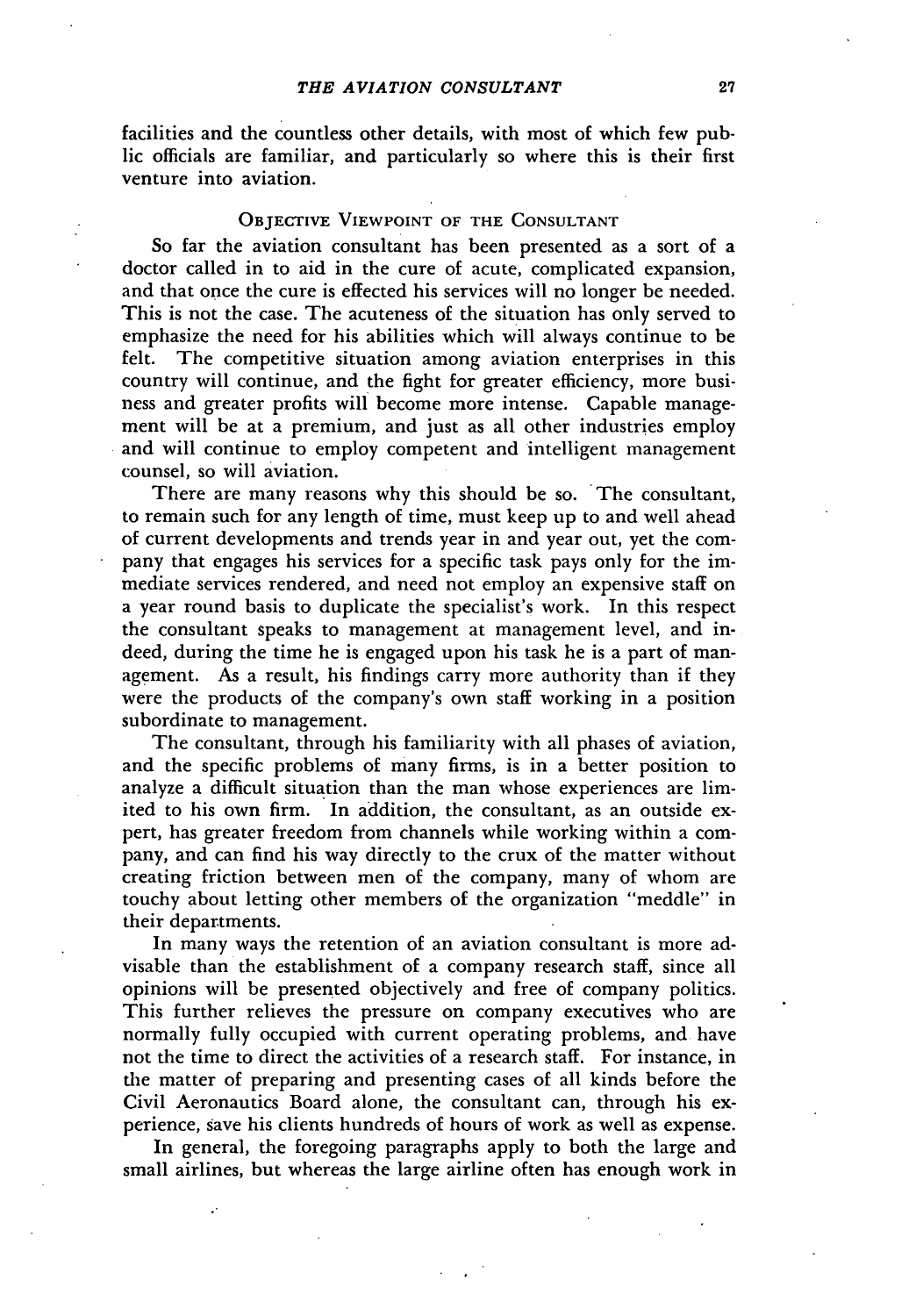facilities and the countless other details, with most of which few public officials are familiar, and particularly so where this is their first venture into aviation.

## OBJECTIVE VIEWPOINT OF THE CONSULTANT

So far the aviation consultant has been presented as a sort of a doctor called in to aid in the cure of acute, complicated expansion, and that once the cure is effected his services will no longer be needed. This is not the case. The acuteness of the situation has only served to emphasize the need for his abilities which will always continue to be felt. The competitive situation among aviation enterprises in this country will continue, and the fight for greater efficiency, more business and greater profits will become more intense. Capable management will be at a premium, and just as all other industries employ and will continue to employ competent and intelligent management counsel, so will aviation.

There are many reasons why this should be so. The consultant, to remain such for any length of time, must keep up to and well ahead of current developments and trends year in and year out, yet the company that engages his services for a specific task pays only for the immediate services rendered, and need not employ an expensive staff on a year round basis to duplicate the specialist's work. In this respect the consultant speaks to management at management level, and indeed, during the time he is engaged upon his task he is a part of management. As a result, his findings carry more authority than if they were the products of the company's own staff working in a position subordinate to management.

The consultant, through his familiarity with all phases of aviation, and the specific problems of many firms, is in a better position to analyze a difficult situation than the man whose experiences are limited to his own firm. In addition, the consultant, as an outside expert, has greater freedom from channels while working within a company, and can find his way directly to the crux of the matter without creating friction between men of the company, many of whom are touchy about letting other members of the organization "meddle" in their departments.

In many ways the retention of an aviation consultant is more advisable than the establishment of a company research staff, since all opinions will be presented objectively and free of company politics. This further relieves the pressure on company executives who are normally fully occupied with current operating problems, and have not the time to direct the activities of a research staff. For instance, in the matter of preparing and presenting cases of all kinds before the Civil Aeronautics Board alone, the consultant can, through his experience, save his clients hundreds of hours of work as well as expense.

In general, the foregoing paragraphs apply to both the large and small airlines, but whereas the large airline often has enough work in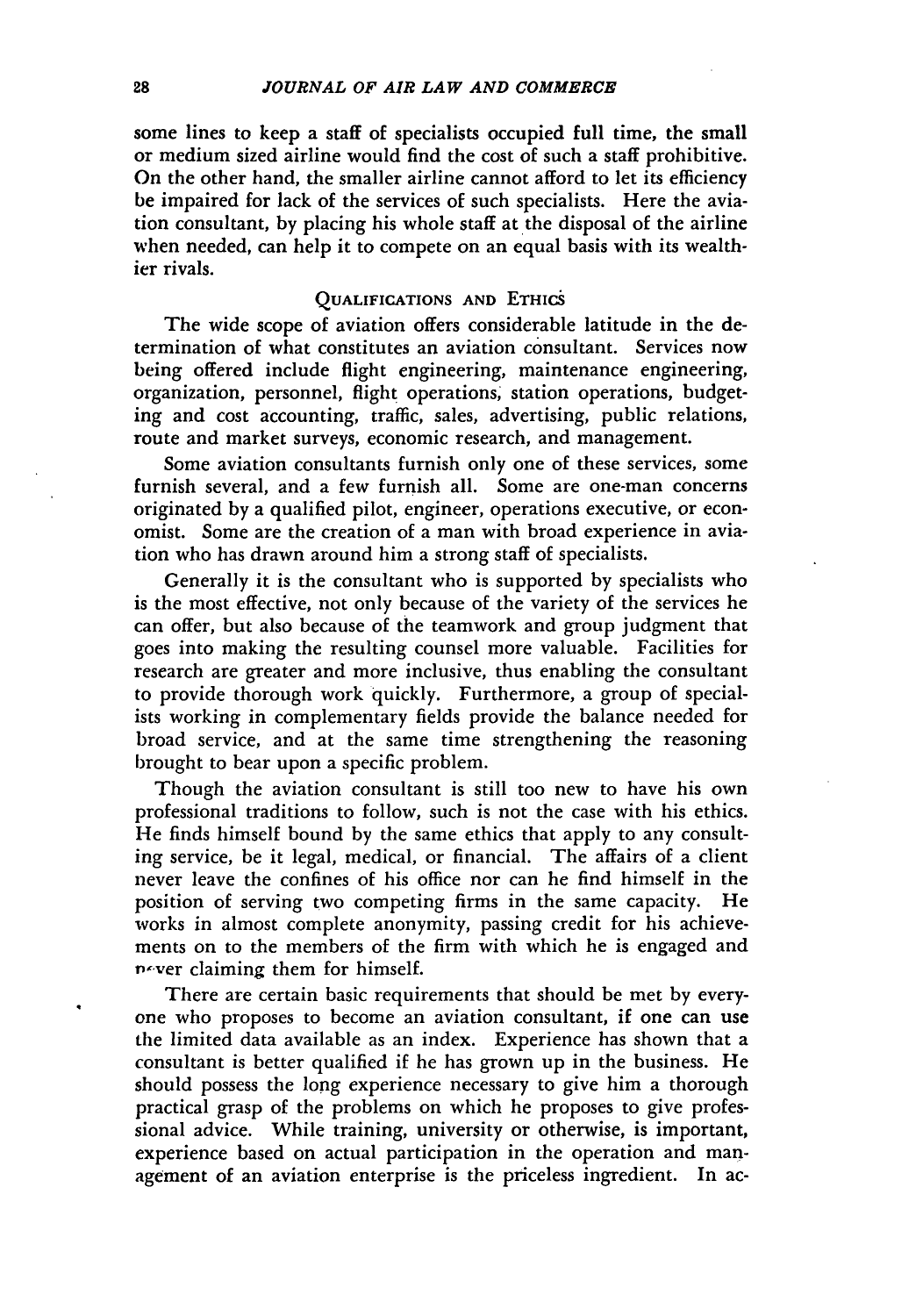some lines to keep a staff of specialists occupied full time, the small or medium sized airline would find the cost of such a staff prohibitive. On the other hand, the smaller airline cannot afford to let its efficiency be impaired for lack of the services of such specialists. Here the aviation consultant, by placing his whole staff at the disposal of the airline when needed, can help it to compete on an equal basis with its wealthier rivals.

## QUALIFICATIONS AND ETHICS

The wide scope of aviation offers considerable latitude in the determination of what constitutes an aviation consultant. Services now being offered include flight engineering, maintenance engineering, organization, personnel, flight operations, station operations, budgeting and cost accounting, traffic, sales, advertising, public relations, route and market surveys, economic research, and management.

Some aviation consultants furnish only one of these services, some furnish several, and a few furnish all. Some are one-man concerns originated by a qualified pilot, engineer, operations executive, or economist. Some are the creation of a man with broad experience in aviation who has drawn around him a strong staff of specialists.

Generally it is the consultant who is supported by specialists who is the most effective, not only because of the variety of the services he can offer, but also because of the teamwork and group judgment that goes into making the resulting counsel more valuable. Facilities for research are greater and more inclusive, thus enabling the consultant to provide thorough work quickly. Furthermore, a group of specialists working in complementary fields provide the balance needed for broad service, and at the same time strengthening the reasoning brought to bear upon a specific problem.

Though the aviation consultant is still too new to have his own professional traditions to follow, such is not the case with his ethics. He finds himself bound by the same ethics that apply to any consulting service, be it legal, medical, or financial. The affairs of a client never leave the confines of his office nor can he find himself in the position of serving two competing firms in the same capacity. He works in almost complete anonymity, passing credit for his achievements on to the members of the firm with which he is engaged and never claiming them for himself.

There are certain basic requirements that should be met by everyone who proposes to become an aviation consultant, if one can use the limited data available as an index. Experience has shown that a consultant is better qualified if he has grown up in the business. He should possess the long experience necessary to give him a thorough practical grasp of the problems on which he proposes to give professional advice. While training, university or otherwise, is important, experience based on actual participation in the operation and management of an aviation enterprise is the priceless ingredient. In ac-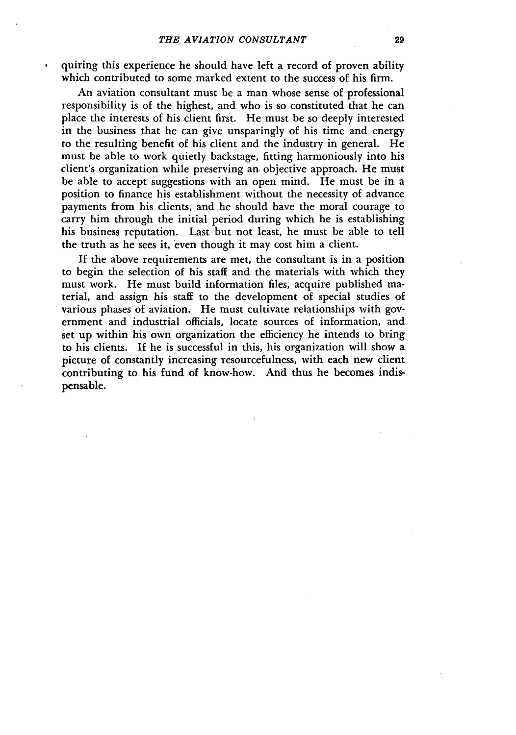quiring this experience he should have left a record of proven ability which contributed to some marked extent to the success of his firm.

An aviation consultant must be a man whose sense of professional responsibility is of the highest, and who is so constituted that he can place the interests of his client first. He must be so deeply interested in the business that he can give unsparingly of his time and energy to the resulting benefit of his client and the industry in general. He must be able to work quietly backstage, fitting harmoniously into his client's organization while preserving an objective approach. He must be able to accept suggestions with an open mind. He must be in a position to finance his establishment without the necessity of advance payments from his clients, and he should have the moral courage to carry him through the initial period during which he is establishing his business reputation. Last but not least, he must be able to tell the truth as he sees it, even though it may cost him a client.

If the above requirements are met, the consultant is in a position to begin the selection of his staff and the materials with which they must work. He must build information files, acquire published material, and assign his staff to the development of special studies of various phases of aviation. He must cultivate relationships with government and industrial officials, locate sources of information, and set up within his own organization the efficiency he intends to bring to his clients. If he is successful in this, his organization will show a picture of constantly increasing resourcefulness, with each new client contributing to his fund of know-how. And thus he becomes indispensable.